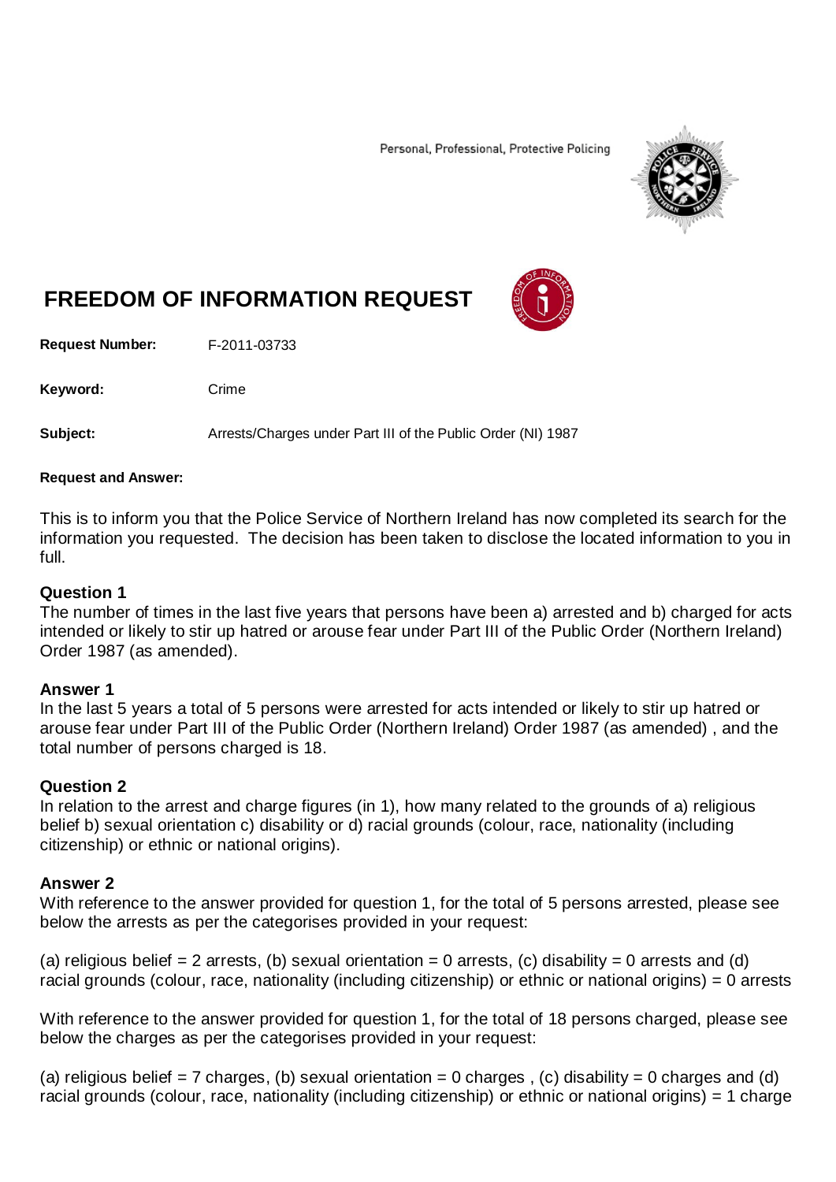Personal, Professional, Protective Policing

# FREEDOM OF INFORMATION REQUEST

**Request Number:** F-2011-03733

**Keyword:** Crime

**Subject:** Arrests/Charges under Part III of the Public Order (NI) 1987

**Request and Answer:**

This is to inform you that the Police Service of Northern Ireland has now completed its search for the information you requested. The decision has been taken to disclose the located information to you in full.

**Question 1**
The number of times in the last five years that persons have been a) arrested and b) charged for acts intended or likely to stir up hatred or arouse fear under Part III of the Public Order (Northern Ireland) Order 1987 (as amended).

**Answer 1**
In the last 5 years a total of 5 persons were arrested for acts intended or likely to stir up hatred or arouse fear under Part III of the Public Order (Northern Ireland) Order 1987 (as amended) , and the total number of persons charged is 18.

**Question 2**
In relation to the arrest and charge figures (in 1), how many related to the grounds of a) religious belief b) sexual orientation c) disability or d) racial grounds (colour, race, nationality (including citizenship) or ethnic or national origins).

**Answer 2**
With reference to the answer provided for question 1, for the total of 5 persons arrested, please see below the arrests as per the categorises provided in your request:

(a) religious belief = 2 arrests, (b) sexual orientation = 0 arrests, (c) disability = 0 arrests and (d) racial grounds (colour, race, nationality (including citizenship) or ethnic or national origins) = 0 arrests

With reference to the answer provided for question 1, for the total of 18 persons charged, please see below the charges as per the categorises provided in your request:

(a) religious belief = 7 charges, (b) sexual orientation = 0 charges , (c) disability = 0 charges and (d) racial grounds (colour, race, nationality (including citizenship) or ethnic or national origins) = 1 charge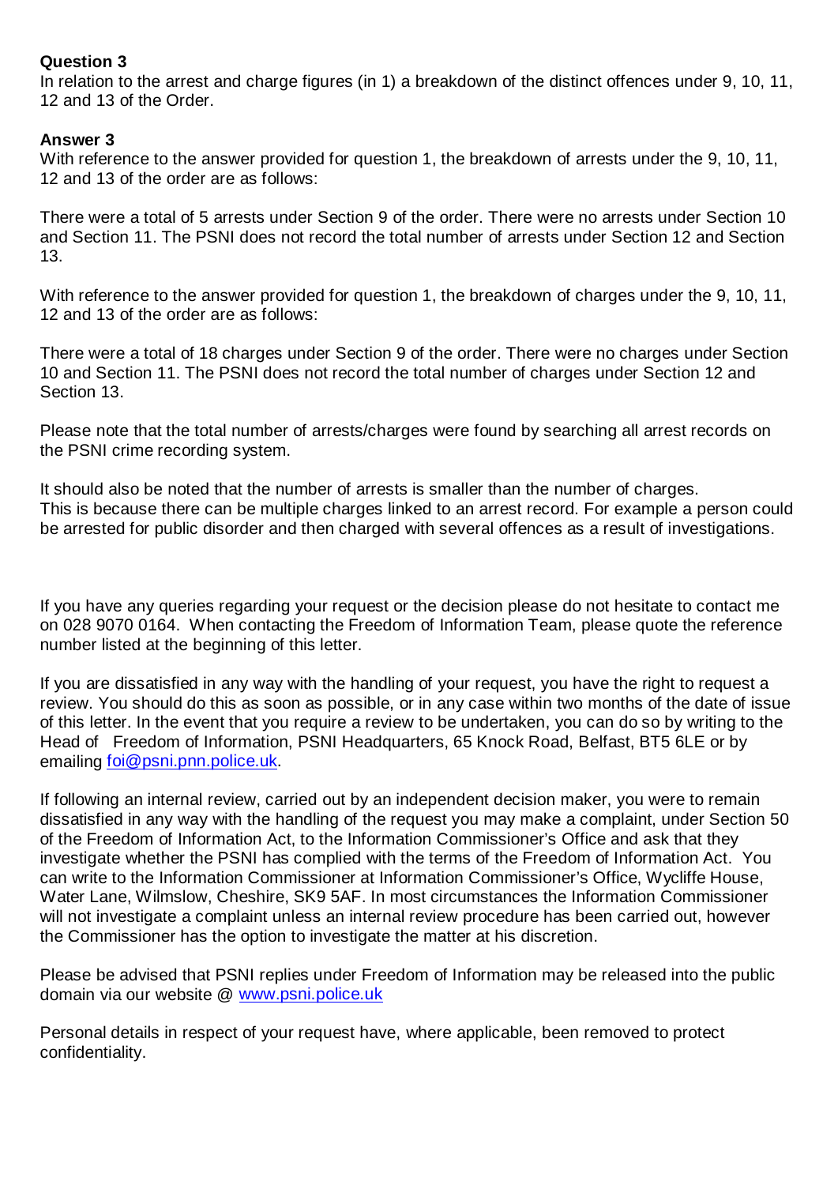**Question 3**
In relation to the arrest and charge figures (in 1) a breakdown of the distinct offences under 9, 10, 11, 12 and 13 of the Order.

**Answer 3**
With reference to the answer provided for question 1, the breakdown of arrests under the 9, 10, 11, 12 and 13 of the order are as follows:

There were a total of 5 arrests under Section 9 of the order. There were no arrests under Section 10 and Section 11. The PSNI does not record the total number of arrests under Section 12 and Section 13.

With reference to the answer provided for question 1, the breakdown of charges under the 9, 10, 11, 12 and 13 of the order are as follows:

There were a total of 18 charges under Section 9 of the order. There were no charges under Section 10 and Section 11. The PSNI does not record the total number of charges under Section 12 and Section 13.

Please note that the total number of arrests/charges were found by searching all arrest records on the PSNI crime recording system.

It should also be noted that the number of arrests is smaller than the number of charges.
This is because there can be multiple charges linked to an arrest record. For example a person could be arrested for public disorder and then charged with several offences as a result of investigations.

If you have any queries regarding your request or the decision please do not hesitate to contact me on 028 9070 0164. When contacting the Freedom of Information Team, please quote the reference number listed at the beginning of this letter.

If you are dissatisfied in any way with the handling of your request, you have the right to request a review. You should do this as soon as possible, or in any case within two months of the date of issue of this letter. In the event that you require a review to be undertaken, you can do so by writing to the Head of Freedom of Information, PSNI Headquarters, 65 Knock Road, Belfast, BT5 6LE or by emailing foi@psni.pnn.police.uk.

If following an internal review, carried out by an independent decision maker, you were to remain dissatisfied in any way with the handling of the request you may make a complaint, under Section 50 of the Freedom of Information Act, to the Information Commissioner's Office and ask that they investigate whether the PSNI has complied with the terms of the Freedom of Information Act. You can write to the Information Commissioner at Information Commissioner's Office, Wycliffe House, Water Lane, Wilmslow, Cheshire, SK9 5AF. In most circumstances the Information Commissioner will not investigate a complaint unless an internal review procedure has been carried out, however the Commissioner has the option to investigate the matter at his discretion.

Please be advised that PSNI replies under Freedom of Information may be released into the public domain via our website @ www.psni.police.uk

Personal details in respect of your request have, where applicable, been removed to protect confidentiality.